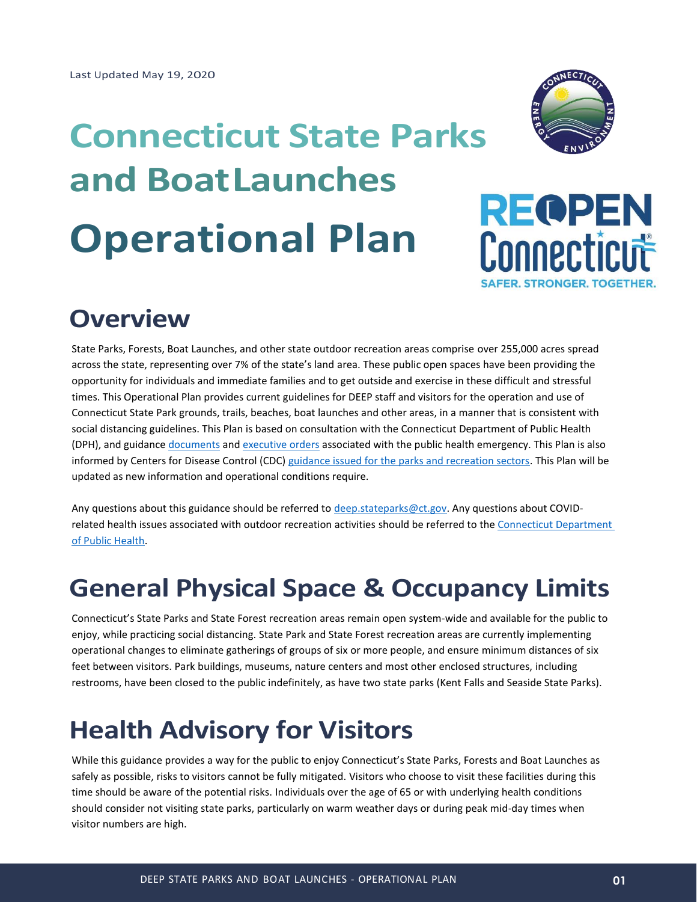Last Updated May 19, 2020

# Connecticut State Parks and Boat Launches Operational Plan

## Overview

State Parks, Forests, Boat Launches, and other state outdoor recreation areas comprise over 255,000 acres spread across the state, representing over 7% of the state's land area. These public open spaces have been providing the opportunity for individuals and immediate families and to get outside and exercise in these difficult and stressful times. This Operational Plan provides current guidelines for DEEP staff and visitors for the operation and use of Connecticut State Park grounds, trails, beaches, boat launches and other areas, in a manner that is consistent with social distancing guidelines. This Plan is based on consultation with the Connecticut Department of Public Health (DPH), and guidance documents and executive orders associated with the public health emergency. This Plan is also informed by Centers for Disease Control (CDC) guidance issued for the parks and recreation sectors. This Plan will be updated as new information and operational conditions require.

Any questions about this guidance should be referred to deep.stateparks@ct.gov. Any questions about COVID-related health issues associated with outdoor recreation activities should be referred to the Connecticut Department of Public Health.

## General Physical Space & Occupancy Limits

Connecticut's State Parks and State Forest recreation areas remain open system-wide and available for the public to enjoy, while practicing social distancing. State Park and State Forest recreation areas are currently implementing operational changes to eliminate gatherings of groups of six or more people, and ensure minimum distances of six feet between visitors. Park buildings, museums, nature centers and most other enclosed structures, including restrooms, have been closed to the public indefinitely, as have two state parks (Kent Falls and Seaside State Parks).

## Health Advisory for Visitors

While this guidance provides a way for the public to enjoy Connecticut's State Parks, Forests and Boat Launches as safely as possible, risks to visitors cannot be fully mitigated. Visitors who choose to visit these facilities during this time should be aware of the potential risks. Individuals over the age of 65 or with underlying health conditions should consider not visiting state parks, particularly on warm weather days or during peak mid-day times when visitor numbers are high.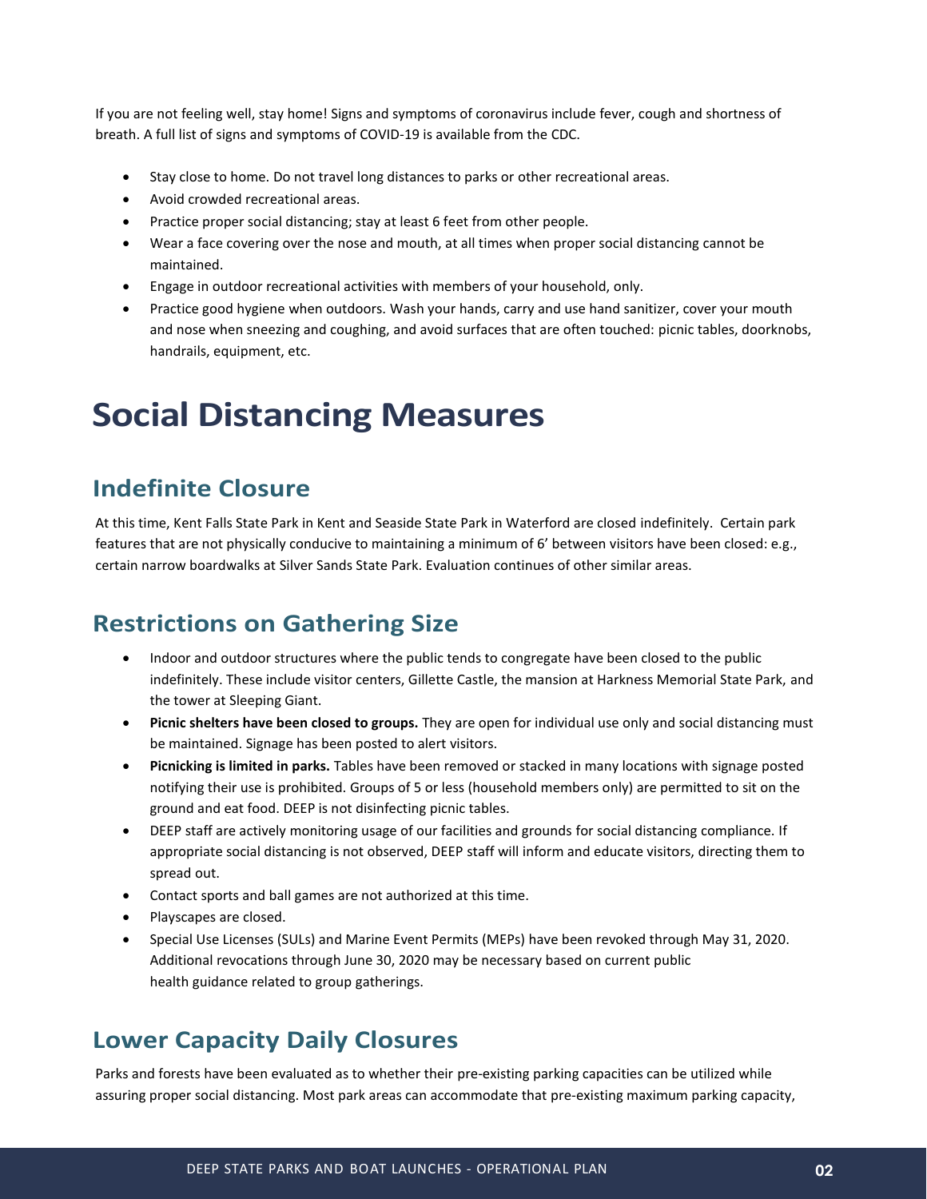If you are not feeling well, stay home! Signs and symptoms of coronavirus include fever, cough and shortness of breath. A full list of signs and symptoms of COVID-19 is available from the CDC.

- Stay close to home. Do not travel long distances to parks or other recreational areas.
- Avoid crowded recreational areas.
- Practice proper social distancing; stay at least 6 feet from other people.
- Wear a face covering over the nose and mouth, at all times when proper social distancing cannot be maintained.
- Engage in outdoor recreational activities with members of your household, only.
- Practice good hygiene when outdoors. Wash your hands, carry and use hand sanitizer, cover your mouth and nose when sneezing and coughing, and avoid surfaces that are often touched: picnic tables, doorknobs, handrails, equipment, etc.

# Social Distancing Measures

## Indefinite Closure

At this time, Kent Falls State Park in Kent and Seaside State Park in Waterford are closed indefinitely. Certain park features that are not physically conducive to maintaining a minimum of 6' between visitors have been closed: e.g., certain narrow boardwalks at Silver Sands State Park. Evaluation continues of other similar areas.

## Restrictions on Gathering Size

- Indoor and outdoor structures where the public tends to congregate have been closed to the public indefinitely. These include visitor centers, Gillette Castle, the mansion at Harkness Memorial State Park, and the tower at Sleeping Giant.
- **Picnic shelters have been closed to groups.** They are open for individual use only and social distancing must be maintained. Signage has been posted to alert visitors.
- **Picnicking is limited in parks.** Tables have been removed or stacked in many locations with signage posted notifying their use is prohibited. Groups of 5 or less (household members only) are permitted to sit on the ground and eat food. DEEP is not disinfecting picnic tables.
- DEEP staff are actively monitoring usage of our facilities and grounds for social distancing compliance. If appropriate social distancing is not observed, DEEP staff will inform and educate visitors, directing them to spread out.
- Contact sports and ball games are not authorized at this time.
- Playscapes are closed.
- Special Use Licenses (SULs) and Marine Event Permits (MEPs) have been revoked through May 31, 2020. Additional revocations through June 30, 2020 may be necessary based on current public health guidance related to group gatherings.

## Lower Capacity Daily Closures

Parks and forests have been evaluated as to whether their pre-existing parking capacities can be utilized while assuring proper social distancing. Most park areas can accommodate that pre-existing maximum parking capacity,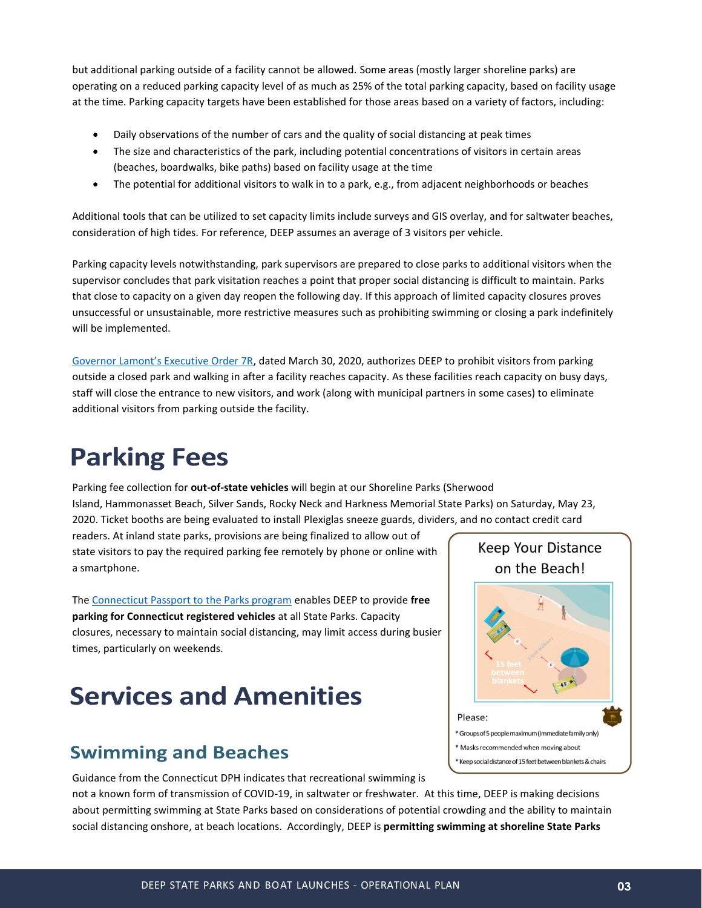but additional parking outside of a facility cannot be allowed. Some areas (mostly larger shoreline parks) are operating on a reduced parking capacity level of as much as 25% of the total parking capacity, based on facility usage at the time. Parking capacity targets have been established for those areas based on a variety of factors, including:

- Daily observations of the number of cars and the quality of social distancing at peak times
- The size and characteristics of the park, including potential concentrations of visitors in certain areas (beaches, boardwalks, bike paths) based on facility usage at the time
- The potential for additional visitors to walk in to a park, e.g., from adjacent neighborhoods or beaches

Additional tools that can be utilized to set capacity limits include surveys and GIS overlay, and for saltwater beaches, consideration of high tides. For reference, DEEP assumes an average of 3 visitors per vehicle.

Parking capacity levels notwithstanding, park supervisors are prepared to close parks to additional visitors when the supervisor concludes that park visitation reaches a point that proper social distancing is difficult to maintain. Parks that close to capacity on a given day reopen the following day. If this approach of limited capacity closures proves unsuccessful or unsustainable, more restrictive measures such as prohibiting swimming or closing a park indefinitely will be implemented.

Governor Lamont's Executive Order 7R, dated March 30, 2020, authorizes DEEP to prohibit visitors from parking outside a closed park and walking in after a facility reaches capacity. As these facilities reach capacity on busy days, staff will close the entrance to new visitors, and work (along with municipal partners in some cases) to eliminate additional visitors from parking outside the facility.

# Parking Fees

Parking fee collection for **out-of-state vehicles** will begin at our Shoreline Parks (Sherwood Island, Hammonasset Beach, Silver Sands, Rocky Neck and Harkness Memorial State Parks) on Saturday, May 23, 2020. Ticket booths are being evaluated to install Plexiglas sneeze guards, dividers, and no contact credit card readers. At inland state parks, provisions are being finalized to allow out of state visitors to pay the required parking fee remotely by phone or online with a smartphone.

The Connecticut Passport to the Parks program enables DEEP to provide **free parking for Connecticut registered vehicles** at all State Parks. Capacity closures, necessary to maintain social distancing, may limit access during busier times, particularly on weekends.

Keep Your Distance on the Beach!

Please:

* Groups of 5 people maximum (immediate family only)
* Masks recommended when moving about
* Keep social distance of 15 feet between blankets & chairs

# Services and Amenities

## Swimming and Beaches

Guidance from the Connecticut DPH indicates that recreational swimming is not a known form of transmission of COVID-19, in saltwater or freshwater. At this time, DEEP is making decisions about permitting swimming at State Parks based on considerations of potential crowding and the ability to maintain social distancing onshore, at beach locations. Accordingly, DEEP is **permitting swimming at shoreline State Parks**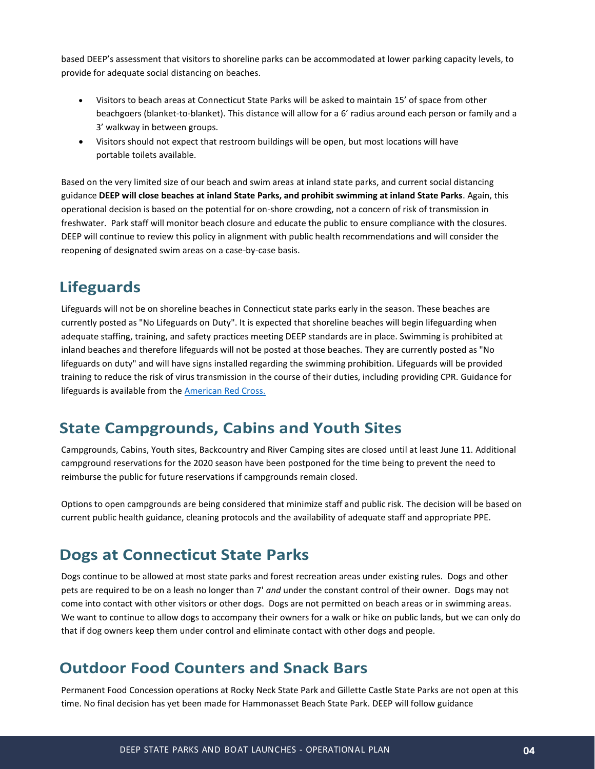based DEEP's assessment that visitors to shoreline parks can be accommodated at lower parking capacity levels, to provide for adequate social distancing on beaches.

- Visitors to beach areas at Connecticut State Parks will be asked to maintain 15' of space from other beachgoers (blanket-to-blanket). This distance will allow for a 6' radius around each person or family and a 3' walkway in between groups.
- Visitors should not expect that restroom buildings will be open, but most locations will have portable toilets available.

Based on the very limited size of our beach and swim areas at inland state parks, and current social distancing guidance **DEEP will close beaches at inland State Parks, and prohibit swimming at inland State Parks**. Again, this operational decision is based on the potential for on-shore crowding, not a concern of risk of transmission in freshwater. Park staff will monitor beach closure and educate the public to ensure compliance with the closures. DEEP will continue to review this policy in alignment with public health recommendations and will consider the reopening of designated swim areas on a case-by-case basis.

## Lifeguards

Lifeguards will not be on shoreline beaches in Connecticut state parks early in the season. These beaches are currently posted as "No Lifeguards on Duty". It is expected that shoreline beaches will begin lifeguarding when adequate staffing, training, and safety practices meeting DEEP standards are in place. Swimming is prohibited at inland beaches and therefore lifeguards will not be posted at those beaches. They are currently posted as "No lifeguards on duty" and will have signs installed regarding the swimming prohibition. Lifeguards will be provided training to reduce the risk of virus transmission in the course of their duties, including providing CPR. Guidance for lifeguards is available from the American Red Cross.

## State Campgrounds, Cabins and Youth Sites

Campgrounds, Cabins, Youth sites, Backcountry and River Camping sites are closed until at least June 11. Additional campground reservations for the 2020 season have been postponed for the time being to prevent the need to reimburse the public for future reservations if campgrounds remain closed.

Options to open campgrounds are being considered that minimize staff and public risk. The decision will be based on current public health guidance, cleaning protocols and the availability of adequate staff and appropriate PPE.

## Dogs at Connecticut State Parks

Dogs continue to be allowed at most state parks and forest recreation areas under existing rules. Dogs and other pets are required to be on a leash no longer than 7' *and* under the constant control of their owner. Dogs may not come into contact with other visitors or other dogs. Dogs are not permitted on beach areas or in swimming areas. We want to continue to allow dogs to accompany their owners for a walk or hike on public lands, but we can only do that if dog owners keep them under control and eliminate contact with other dogs and people.

## Outdoor Food Counters and Snack Bars

Permanent Food Concession operations at Rocky Neck State Park and Gillette Castle State Parks are not open at this time. No final decision has yet been made for Hammonasset Beach State Park. DEEP will follow guidance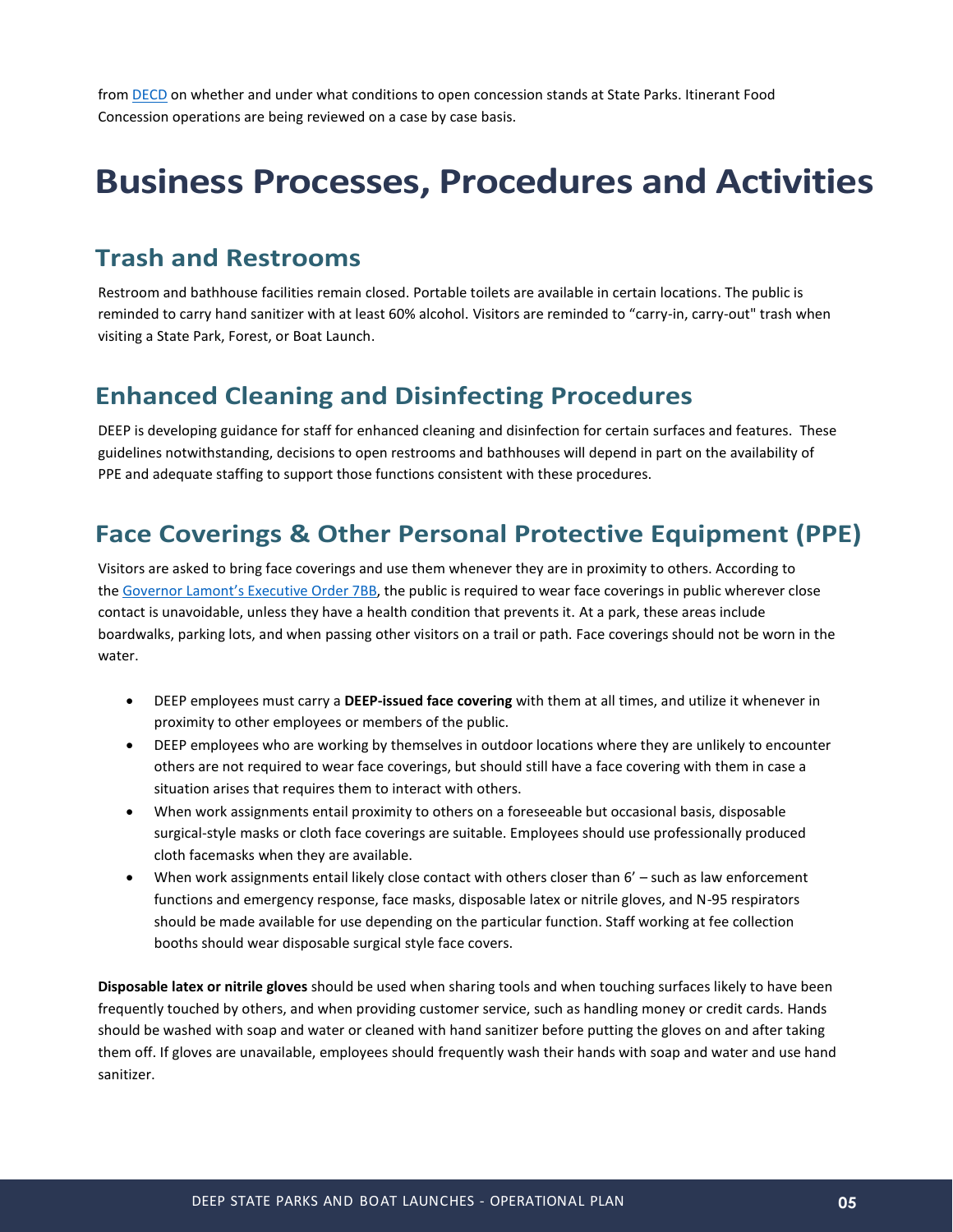from [DECD](DECD) on whether and under what conditions to open concession stands at State Parks. Itinerant Food Concession operations are being reviewed on a case by case basis.

# Business Processes, Procedures and Activities

## Trash and Restrooms

Restroom and bathhouse facilities remain closed. Portable toilets are available in certain locations. The public is reminded to carry hand sanitizer with at least 60% alcohol. Visitors are reminded to "carry-in, carry-out" trash when visiting a State Park, Forest, or Boat Launch.

## Enhanced Cleaning and Disinfecting Procedures

DEEP is developing guidance for staff for enhanced cleaning and disinfection for certain surfaces and features. These guidelines notwithstanding, decisions to open restrooms and bathhouses will depend in part on the availability of PPE and adequate staffing to support those functions consistent with these procedures.

## Face Coverings & Other Personal Protective Equipment (PPE)

Visitors are asked to bring face coverings and use them whenever they are in proximity to others. According to the Governor Lamont's Executive Order 7BB, the public is required to wear face coverings in public wherever close contact is unavoidable, unless they have a health condition that prevents it. At a park, these areas include boardwalks, parking lots, and when passing other visitors on a trail or path. Face coverings should not be worn in the water.

- DEEP employees must carry a **DEEP-issued face covering** with them at all times, and utilize it whenever in proximity to other employees or members of the public.
- DEEP employees who are working by themselves in outdoor locations where they are unlikely to encounter others are not required to wear face coverings, but should still have a face covering with them in case a situation arises that requires them to interact with others.
- When work assignments entail proximity to others on a foreseeable but occasional basis, disposable surgical-style masks or cloth face coverings are suitable. Employees should use professionally produced cloth facemasks when they are available.
- When work assignments entail likely close contact with others closer than 6' – such as law enforcement functions and emergency response, face masks, disposable latex or nitrile gloves, and N-95 respirators should be made available for use depending on the particular function. Staff working at fee collection booths should wear disposable surgical style face covers.

**Disposable latex or nitrile gloves** should be used when sharing tools and when touching surfaces likely to have been frequently touched by others, and when providing customer service, such as handling money or credit cards. Hands should be washed with soap and water or cleaned with hand sanitizer before putting the gloves on and after taking them off. If gloves are unavailable, employees should frequently wash their hands with soap and water and use hand sanitizer.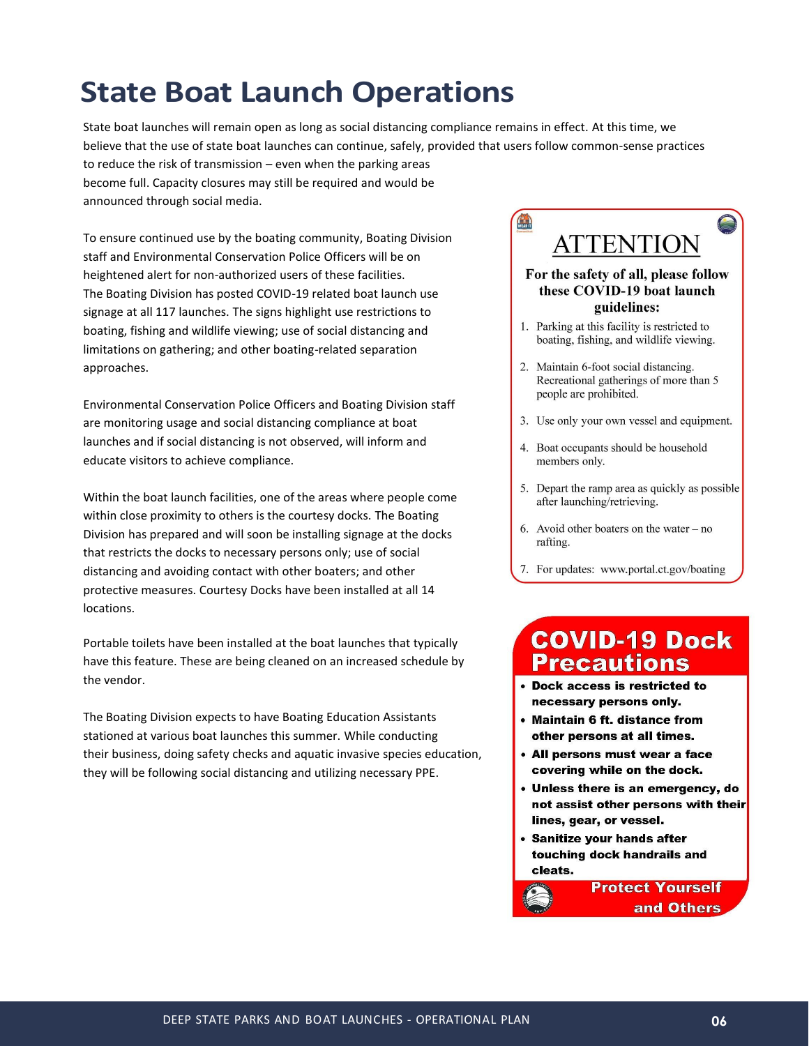# State Boat Launch Operations

State boat launches will remain open as long as social distancing compliance remains in effect. At this time, we believe that the use of state boat launches can continue, safely, provided that users follow common-sense practices to reduce the risk of transmission – even when the parking areas become full. Capacity closures may still be required and would be announced through social media.

To ensure continued use by the boating community, Boating Division staff and Environmental Conservation Police Officers will be on heightened alert for non-authorized users of these facilities. The Boating Division has posted COVID-19 related boat launch use signage at all 117 launches. The signs highlight use restrictions to boating, fishing and wildlife viewing; use of social distancing and limitations on gathering; and other boating-related separation approaches.

Environmental Conservation Police Officers and Boating Division staff are monitoring usage and social distancing compliance at boat launches and if social distancing is not observed, will inform and educate visitors to achieve compliance.

Within the boat launch facilities, one of the areas where people come within close proximity to others is the courtesy docks. The Boating Division has prepared and will soon be installing signage at the docks that restricts the docks to necessary persons only; use of social distancing and avoiding contact with other boaters; and other protective measures. Courtesy Docks have been installed at all 14 locations.

Portable toilets have been installed at the boat launches that typically have this feature. These are being cleaned on an increased schedule by the vendor.

The Boating Division expects to have Boating Education Assistants stationed at various boat launches this summer. While conducting their business, doing safety checks and aquatic invasive species education, they will be following social distancing and utilizing necessary PPE.

## ATTENTION

**For the safety of all, please follow these COVID-19 boat launch guidelines:**

1. Parking at this facility is restricted to boating, fishing, and wildlife viewing.
2. Maintain 6-foot social distancing. Recreational gatherings of more than 5 people are prohibited.
3. Use only your own vessel and equipment.
4. Boat occupants should be household members only.
5. Depart the ramp area as quickly as possible after launching/retrieving.
6. Avoid other boaters on the water – no rafting.
7. For updates: www.portal.ct.gov/boating

## COVID-19 Dock Precautions

- **Dock access is restricted to necessary persons only.**
- **Maintain 6 ft. distance from other persons at all times.**
- **All persons must wear a face covering while on the dock.**
- **Unless there is an emergency, do not assist other persons with their lines, gear, or vessel.**
- **Sanitize your hands after touching dock handrails and cleats.**

**Protect Yourself and Others**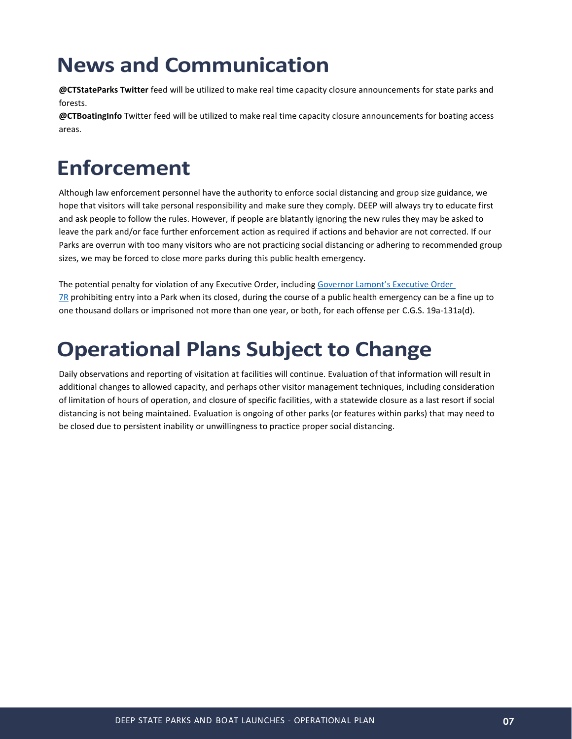# News and Communication

**@CTStateParks Twitter** feed will be utilized to make real time capacity closure announcements for state parks and forests.

**@CTBoatingInfo** Twitter feed will be utilized to make real time capacity closure announcements for boating access areas.

# Enforcement

Although law enforcement personnel have the authority to enforce social distancing and group size guidance, we hope that visitors will take personal responsibility and make sure they comply. DEEP will always try to educate first and ask people to follow the rules. However, if people are blatantly ignoring the new rules they may be asked to leave the park and/or face further enforcement action as required if actions and behavior are not corrected. If our Parks are overrun with too many visitors who are not practicing social distancing or adhering to recommended group sizes, we may be forced to close more parks during this public health emergency.

The potential penalty for violation of any Executive Order, including Governor Lamont's Executive Order 7R prohibiting entry into a Park when its closed, during the course of a public health emergency can be a fine up to one thousand dollars or imprisoned not more than one year, or both, for each offense per C.G.S. 19a-131a(d).

# Operational Plans Subject to Change

Daily observations and reporting of visitation at facilities will continue. Evaluation of that information will result in additional changes to allowed capacity, and perhaps other visitor management techniques, including consideration of limitation of hours of operation, and closure of specific facilities, with a statewide closure as a last resort if social distancing is not being maintained. Evaluation is ongoing of other parks (or features within parks) that may need to be closed due to persistent inability or unwillingness to practice proper social distancing.